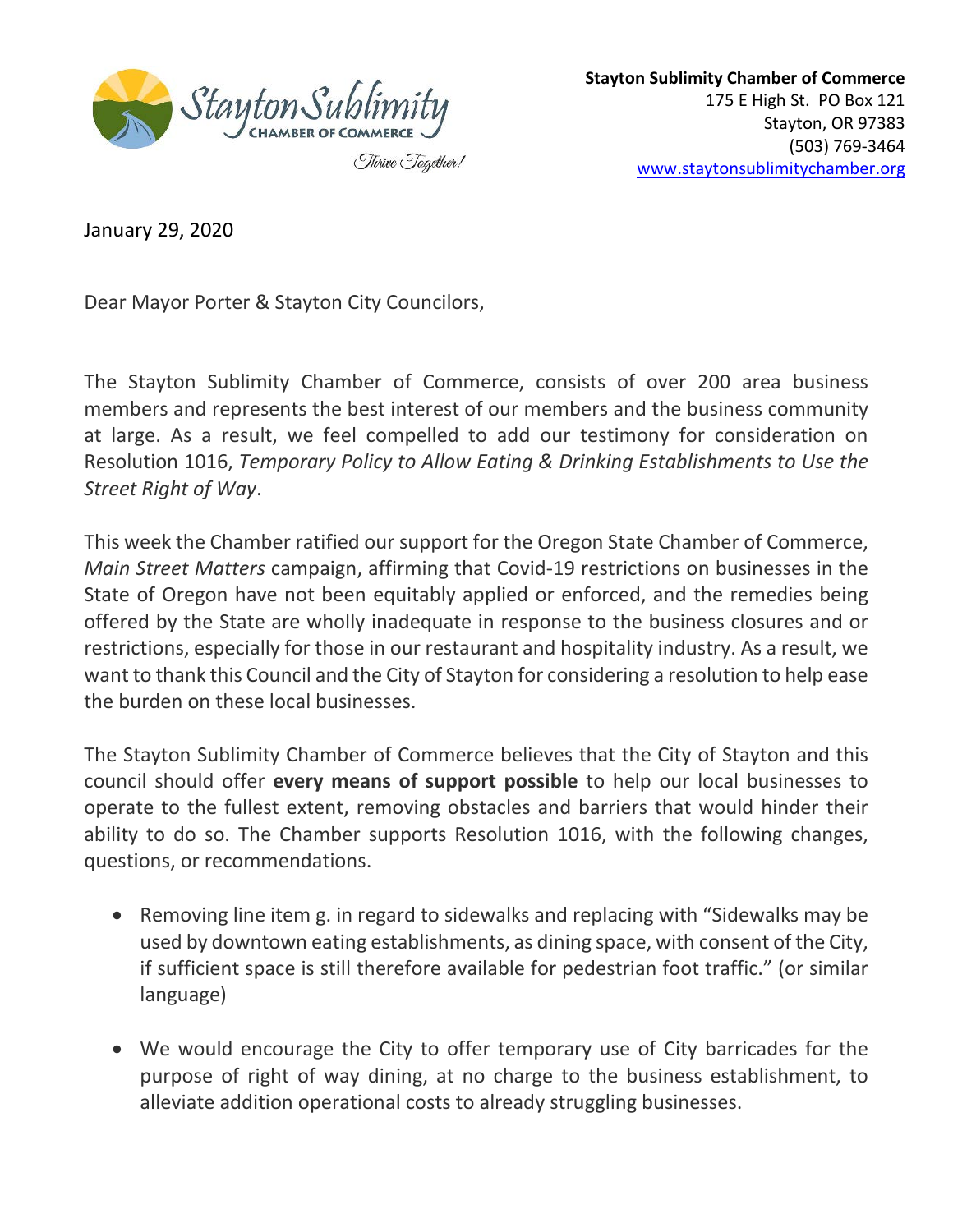**Stayton Sublimity Chamber of Commerce**
175 E High St. PO Box 121
Stayton, OR 97383
(503) 769-3464
www.staytonsublimitychamber.org

January 29, 2020

Dear Mayor Porter & Stayton City Councilors,

The Stayton Sublimity Chamber of Commerce, consists of over 200 area business members and represents the best interest of our members and the business community at large. As a result, we feel compelled to add our testimony for consideration on Resolution 1016, *Temporary Policy to Allow Eating & Drinking Establishments to Use the Street Right of Way*.

This week the Chamber ratified our support for the Oregon State Chamber of Commerce, *Main Street Matters* campaign, affirming that Covid-19 restrictions on businesses in the State of Oregon have not been equitably applied or enforced, and the remedies being offered by the State are wholly inadequate in response to the business closures and or restrictions, especially for those in our restaurant and hospitality industry. As a result, we want to thank this Council and the City of Stayton for considering a resolution to help ease the burden on these local businesses.

The Stayton Sublimity Chamber of Commerce believes that the City of Stayton and this council should offer **every means of support possible** to help our local businesses to operate to the fullest extent, removing obstacles and barriers that would hinder their ability to do so. The Chamber supports Resolution 1016, with the following changes, questions, or recommendations.

- Removing line item g. in regard to sidewalks and replacing with "Sidewalks may be used by downtown eating establishments, as dining space, with consent of the City, if sufficient space is still therefore available for pedestrian foot traffic." (or similar language)

- We would encourage the City to offer temporary use of City barricades for the purpose of right of way dining, at no charge to the business establishment, to alleviate addition operational costs to already struggling businesses.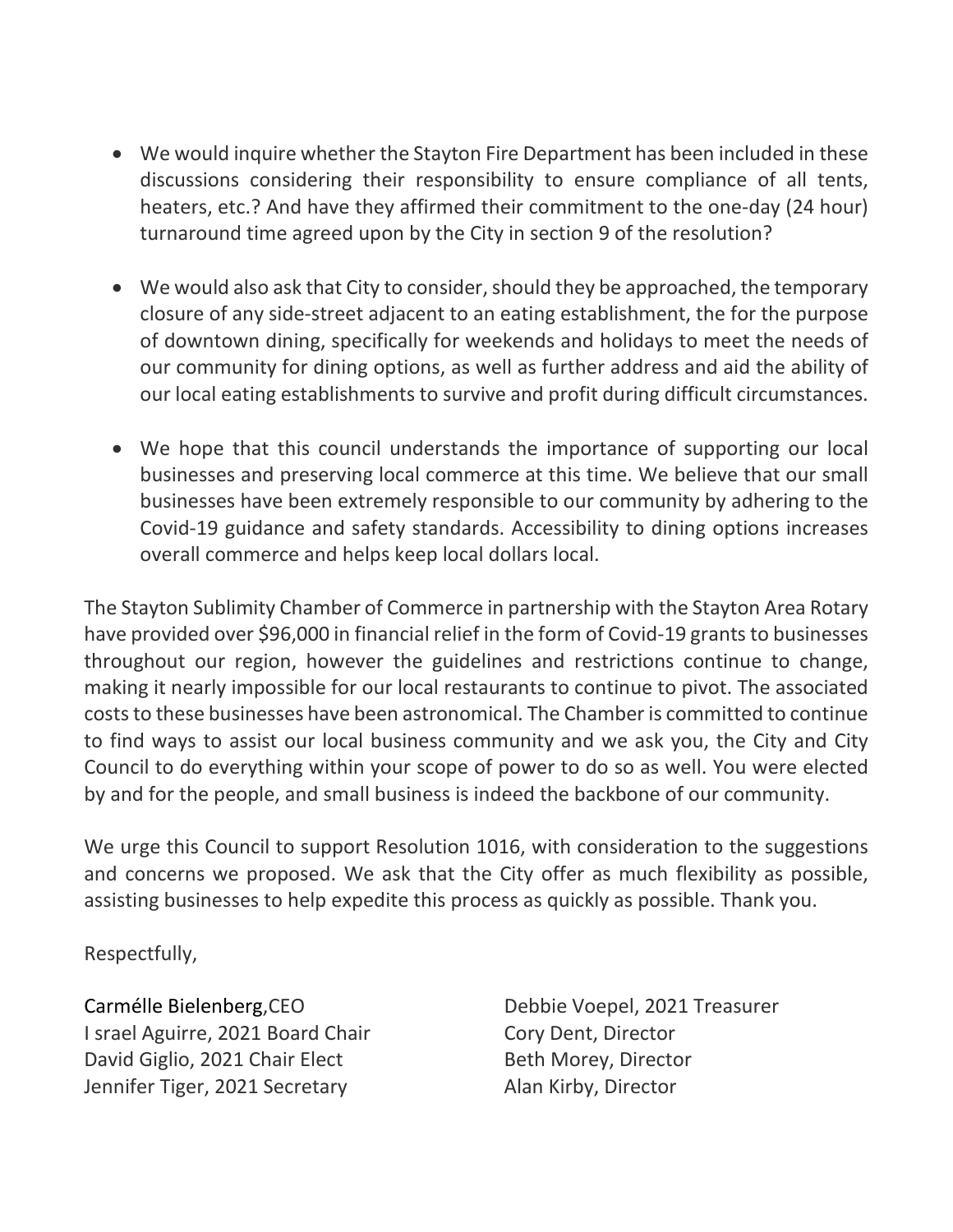- We would inquire whether the Stayton Fire Department has been included in these discussions considering their responsibility to ensure compliance of all tents, heaters, etc.? And have they affirmed their commitment to the one-day (24 hour) turnaround time agreed upon by the City in section 9 of the resolution?

- We would also ask that City to consider, should they be approached, the temporary closure of any side-street adjacent to an eating establishment, the for the purpose of downtown dining, specifically for weekends and holidays to meet the needs of our community for dining options, as well as further address and aid the ability of our local eating establishments to survive and profit during difficult circumstances.

- We hope that this council understands the importance of supporting our local businesses and preserving local commerce at this time. We believe that our small businesses have been extremely responsible to our community by adhering to the Covid-19 guidance and safety standards. Accessibility to dining options increases overall commerce and helps keep local dollars local.

The Stayton Sublimity Chamber of Commerce in partnership with the Stayton Area Rotary have provided over $96,000 in financial relief in the form of Covid-19 grants to businesses throughout our region, however the guidelines and restrictions continue to change, making it nearly impossible for our local restaurants to continue to pivot. The associated costs to these businesses have been astronomical. The Chamber is committed to continue to find ways to assist our local business community and we ask you, the City and City Council to do everything within your scope of power to do so as well. You were elected by and for the people, and small business is indeed the backbone of our community.

We urge this Council to support Resolution 1016, with consideration to the suggestions and concerns we proposed. We ask that the City offer as much flexibility as possible, assisting businesses to help expedite this process as quickly as possible. Thank you.

Respectfully,

Carmélle Bielenberg, CEO
I srael Aguirre, 2021 Board Chair
David Giglio, 2021 Chair Elect
Jennifer Tiger, 2021 Secretary
Debbie Voepel, 2021 Treasurer
Cory Dent, Director
Beth Morey, Director
Alan Kirby, Director